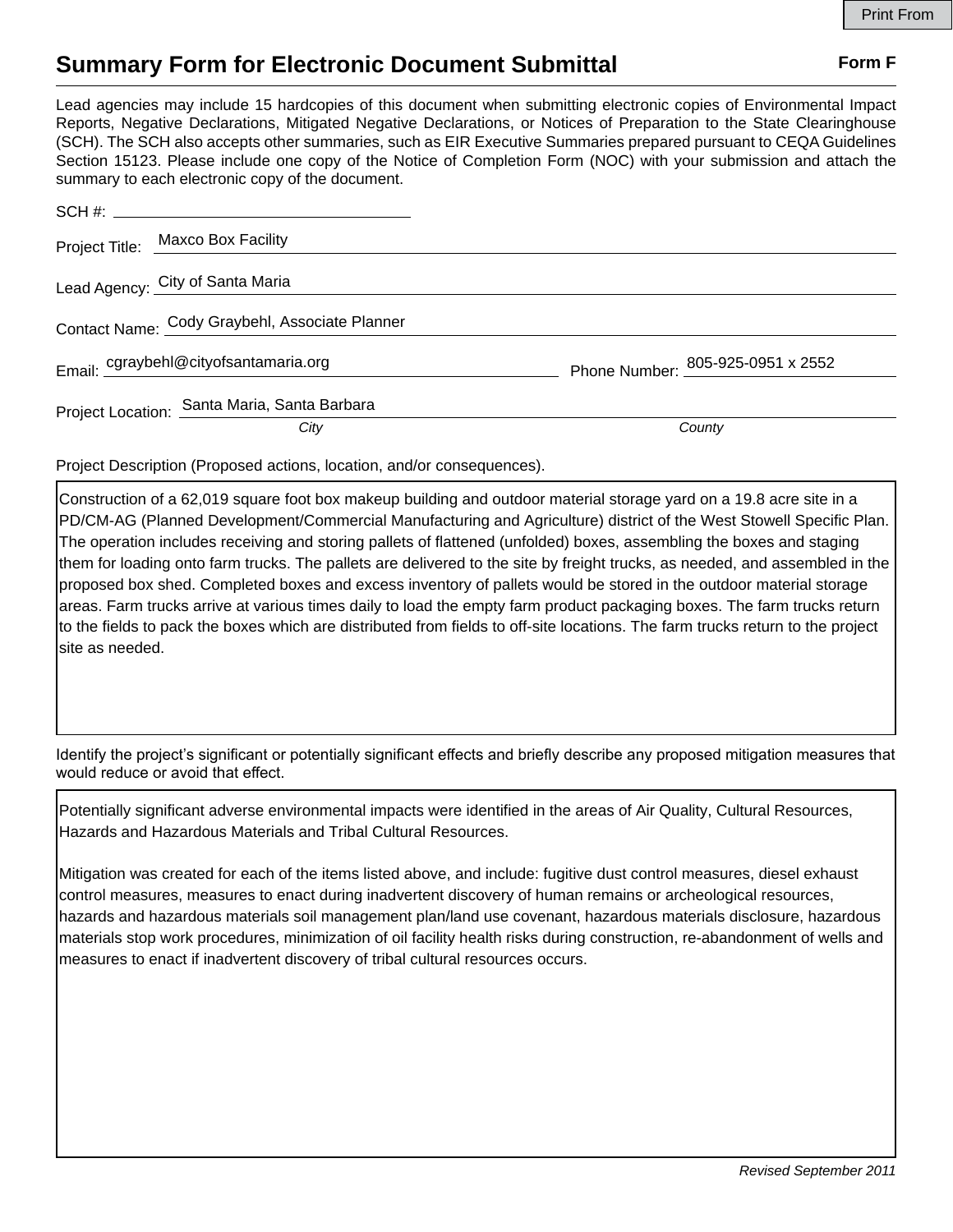# Summary Form for Electronic Document Submittal

**Form F**

Lead agencies may include 15 hardcopies of this document when submitting electronic copies of Environmental Impact Reports, Negative Declarations, Mitigated Negative Declarations, or Notices of Preparation to the State Clearinghouse (SCH). The SCH also accepts other summaries, such as EIR Executive Summaries prepared pursuant to CEQA Guidelines Section 15123. Please include one copy of the Notice of Completion Form (NOC) with your submission and attach the summary to each electronic copy of the document.

SCH #: 

Project Title: Maxco Box Facility

Lead Agency: City of Santa Maria

Contact Name: Cody Graybehl, Associate Planner

Email: cgraybehl@cityofsantamaria.org

Phone Number: 805-925-0951 x 2552

Project Location: Santa Maria (*City*), Santa Barbara (*County*)

Project Description (Proposed actions, location, and/or consequences).

Construction of a 62,019 square foot box makeup building and outdoor material storage yard on a 19.8 acre site in a PD/CM-AG (Planned Development/Commercial Manufacturing and Agriculture) district of the West Stowell Specific Plan. The operation includes receiving and storing pallets of flattened (unfolded) boxes, assembling the boxes and staging them for loading onto farm trucks. The pallets are delivered to the site by freight trucks, as needed, and assembled in the proposed box shed. Completed boxes and excess inventory of pallets would be stored in the outdoor material storage areas. Farm trucks arrive at various times daily to load the empty farm product packaging boxes. The farm trucks return to the fields to pack the boxes which are distributed from fields to off-site locations. The farm trucks return to the project site as needed.

Identify the project's significant or potentially significant effects and briefly describe any proposed mitigation measures that would reduce or avoid that effect.

Potentially significant adverse environmental impacts were identified in the areas of Air Quality, Cultural Resources, Hazards and Hazardous Materials and Tribal Cultural Resources.

Mitigation was created for each of the items listed above, and include: fugitive dust control measures, diesel exhaust control measures, measures to enact during inadvertent discovery of human remains or archeological resources, hazards and hazardous materials soil management plan/land use covenant, hazardous materials disclosure, hazardous materials stop work procedures, minimization of oil facility health risks during construction, re-abandonment of wells and measures to enact if inadvertent discovery of tribal cultural resources occurs.

*Revised September 2011*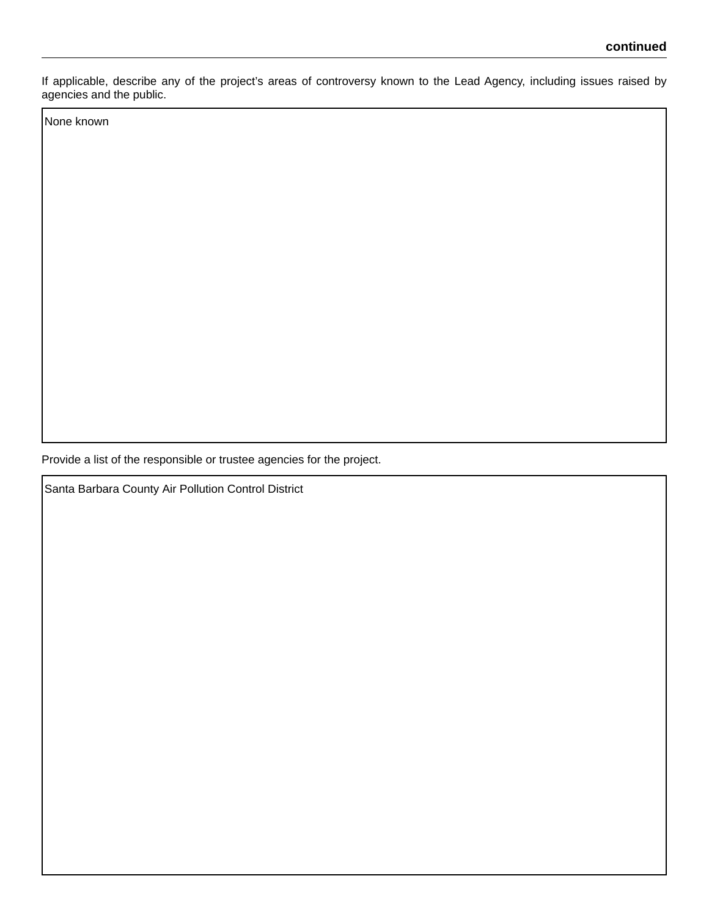**continued**

If applicable, describe any of the project's areas of controversy known to the Lead Agency, including issues raised by agencies and the public.

None known

Provide a list of the responsible or trustee agencies for the project.

Santa Barbara County Air Pollution Control District